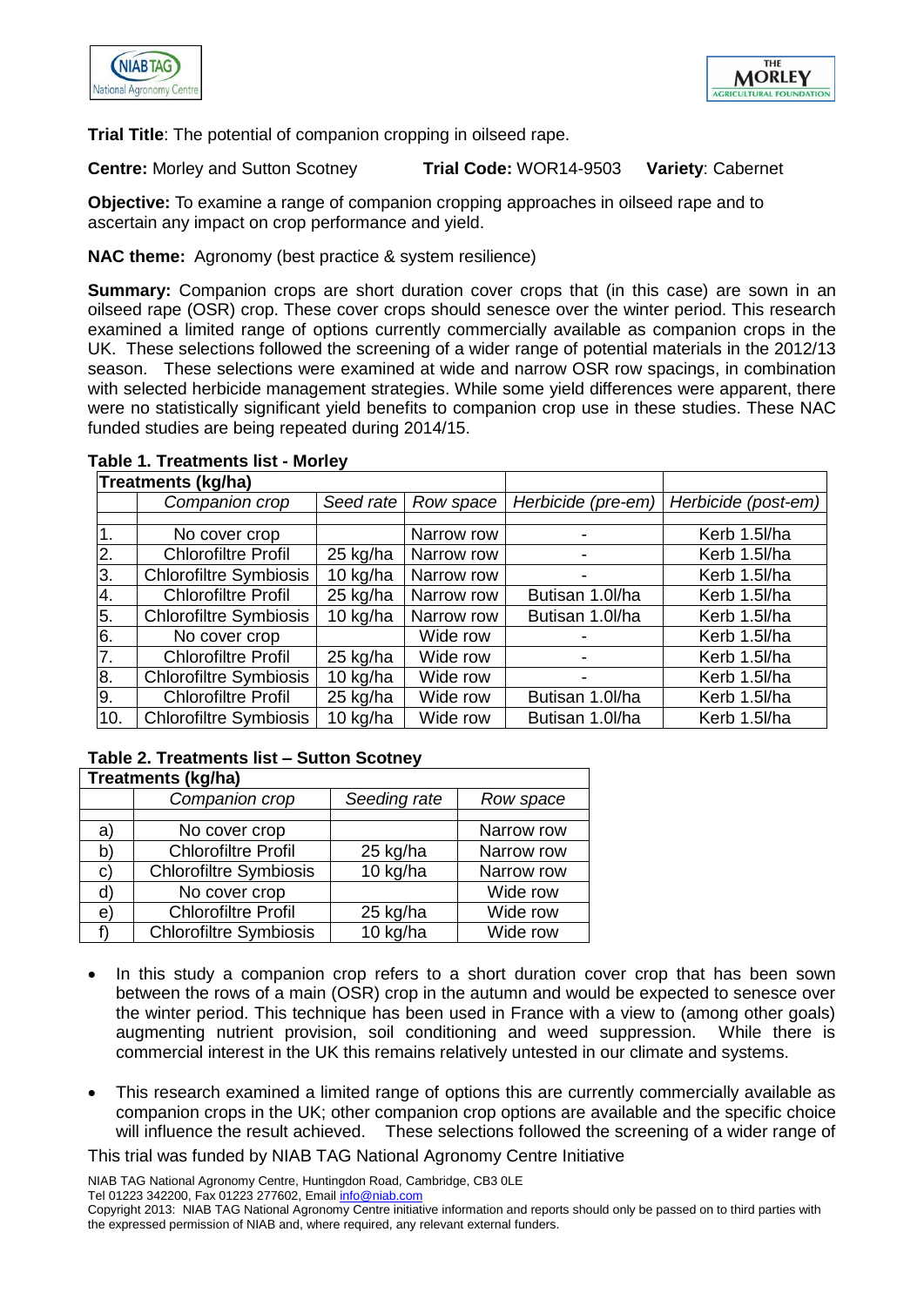**Trial Title**: The potential of companion cropping in oilseed rape.

**Centre:** Morley and Sutton Scotney **Trial Code:** WOR14-9503 **Variety**: Cabernet

**Objective:** To examine a range of companion cropping approaches in oilseed rape and to ascertain any impact on crop performance and yield.

**NAC theme:** Agronomy (best practice & system resilience)

**Summary:** Companion crops are short duration cover crops that (in this case) are sown in an oilseed rape (OSR) crop. These cover crops should senesce over the winter period. This research examined a limited range of options currently commercially available as companion crops in the UK. These selections followed the screening of a wider range of potential materials in the 2012/13 season. These selections were examined at wide and narrow OSR row spacings, in combination with selected herbicide management strategies. While some yield differences were apparent, there were no statistically significant yield benefits to companion crop use in these studies. These NAC funded studies are being repeated during 2014/15.

**Table 1. Treatments list - Morley**

| **Treatments (kg/ha)** | | | | | |
|---|---|---|---|---|---|
| | *Companion crop* | *Seed rate* | *Row space* | *Herbicide (pre-em)* | *Herbicide (post-em)* |
| 1. | No cover crop | | Narrow row | - | Kerb 1.5l/ha |
| 2. | Chlorofiltre Profil | 25 kg/ha | Narrow row | - | Kerb 1.5l/ha |
| 3. | Chlorofiltre Symbiosis | 10 kg/ha | Narrow row | - | Kerb 1.5l/ha |
| 4. | Chlorofiltre Profil | 25 kg/ha | Narrow row | Butisan 1.0l/ha | Kerb 1.5l/ha |
| 5. | Chlorofiltre Symbiosis | 10 kg/ha | Narrow row | Butisan 1.0l/ha | Kerb 1.5l/ha |
| 6. | No cover crop | | Wide row | - | Kerb 1.5l/ha |
| 7. | Chlorofiltre Profil | 25 kg/ha | Wide row | - | Kerb 1.5l/ha |
| 8. | Chlorofiltre Symbiosis | 10 kg/ha | Wide row | - | Kerb 1.5l/ha |
| 9. | Chlorofiltre Profil | 25 kg/ha | Wide row | Butisan 1.0l/ha | Kerb 1.5l/ha |
| 10. | Chlorofiltre Symbiosis | 10 kg/ha | Wide row | Butisan 1.0l/ha | Kerb 1.5l/ha |

**Table 2. Treatments list – Sutton Scotney**

| **Treatments (kg/ha)** | | | |
|---|---|---|---|
| | *Companion crop* | *Seeding rate* | *Row space* |
| a) | No cover crop | | Narrow row |
| b) | Chlorofiltre Profil | 25 kg/ha | Narrow row |
| c) | Chlorofiltre Symbiosis | 10 kg/ha | Narrow row |
| d) | No cover crop | | Wide row |
| e) | Chlorofiltre Profil | 25 kg/ha | Wide row |
| f) | Chlorofiltre Symbiosis | 10 kg/ha | Wide row |

- In this study a companion crop refers to a short duration cover crop that has been sown between the rows of a main (OSR) crop in the autumn and would be expected to senesce over the winter period. This technique has been used in France with a view to (among other goals) augmenting nutrient provision, soil conditioning and weed suppression. While there is commercial interest in the UK this remains relatively untested in our climate and systems.

- This research examined a limited range of options this are currently commercially available as companion crops in the UK; other companion crop options are available and the specific choice will influence the result achieved. These selections followed the screening of a wider range of

This trial was funded by NIAB TAG National Agronomy Centre Initiative

NIAB TAG National Agronomy Centre, Huntingdon Road, Cambridge, CB3 0LE
Tel 01223 342200, Fax 01223 277602, Email info@niab.com
Copyright 2013: NIAB TAG National Agronomy Centre initiative information and reports should only be passed on to third parties with the expressed permission of NIAB and, where required, any relevant external funders.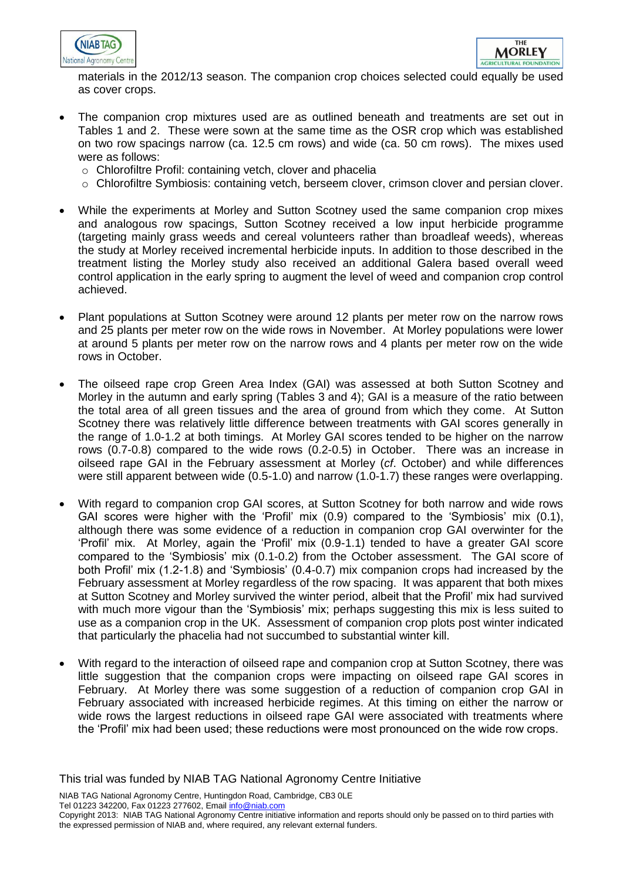materials in the 2012/13 season. The companion crop choices selected could equally be used as cover crops.

- The companion crop mixtures used are as outlined beneath and treatments are set out in Tables 1 and 2. These were sown at the same time as the OSR crop which was established on two row spacings narrow (ca. 12.5 cm rows) and wide (ca. 50 cm rows). The mixes used were as follows:
  - Chlorofiltre Profil: containing vetch, clover and phacelia
  - Chlorofiltre Symbiosis: containing vetch, berseem clover, crimson clover and persian clover.

- While the experiments at Morley and Sutton Scotney used the same companion crop mixes and analogous row spacings, Sutton Scotney received a low input herbicide programme (targeting mainly grass weeds and cereal volunteers rather than broadleaf weeds), whereas the study at Morley received incremental herbicide inputs. In addition to those described in the treatment listing the Morley study also received an additional Galera based overall weed control application in the early spring to augment the level of weed and companion crop control achieved.

- Plant populations at Sutton Scotney were around 12 plants per meter row on the narrow rows and 25 plants per meter row on the wide rows in November. At Morley populations were lower at around 5 plants per meter row on the narrow rows and 4 plants per meter row on the wide rows in October.

- The oilseed rape crop Green Area Index (GAI) was assessed at both Sutton Scotney and Morley in the autumn and early spring (Tables 3 and 4); GAI is a measure of the ratio between the total area of all green tissues and the area of ground from which they come. At Sutton Scotney there was relatively little difference between treatments with GAI scores generally in the range of 1.0-1.2 at both timings. At Morley GAI scores tended to be higher on the narrow rows (0.7-0.8) compared to the wide rows (0.2-0.5) in October. There was an increase in oilseed rape GAI in the February assessment at Morley (*cf*. October) and while differences were still apparent between wide (0.5-1.0) and narrow (1.0-1.7) these ranges were overlapping.

- With regard to companion crop GAI scores, at Sutton Scotney for both narrow and wide rows GAI scores were higher with the 'Profil' mix (0.9) compared to the 'Symbiosis' mix (0.1), although there was some evidence of a reduction in companion crop GAI overwinter for the 'Profil' mix. At Morley, again the 'Profil' mix (0.9-1.1) tended to have a greater GAI score compared to the 'Symbiosis' mix (0.1-0.2) from the October assessment. The GAI score of both Profil' mix (1.2-1.8) and 'Symbiosis' (0.4-0.7) mix companion crops had increased by the February assessment at Morley regardless of the row spacing. It was apparent that both mixes at Sutton Scotney and Morley survived the winter period, albeit that the Profil' mix had survived with much more vigour than the 'Symbiosis' mix; perhaps suggesting this mix is less suited to use as a companion crop in the UK. Assessment of companion crop plots post winter indicated that particularly the phacelia had not succumbed to substantial winter kill.

- With regard to the interaction of oilseed rape and companion crop at Sutton Scotney, there was little suggestion that the companion crops were impacting on oilseed rape GAI scores in February. At Morley there was some suggestion of a reduction of companion crop GAI in February associated with increased herbicide regimes. At this timing on either the narrow or wide rows the largest reductions in oilseed rape GAI were associated with treatments where the 'Profil' mix had been used; these reductions were most pronounced on the wide row crops.

This trial was funded by NIAB TAG National Agronomy Centre Initiative

NIAB TAG National Agronomy Centre, Huntingdon Road, Cambridge, CB3 0LE
Tel 01223 342200, Fax 01223 277602, Email info@niab.com
Copyright 2013: NIAB TAG National Agronomy Centre initiative information and reports should only be passed on to third parties with the expressed permission of NIAB and, where required, any relevant external funders.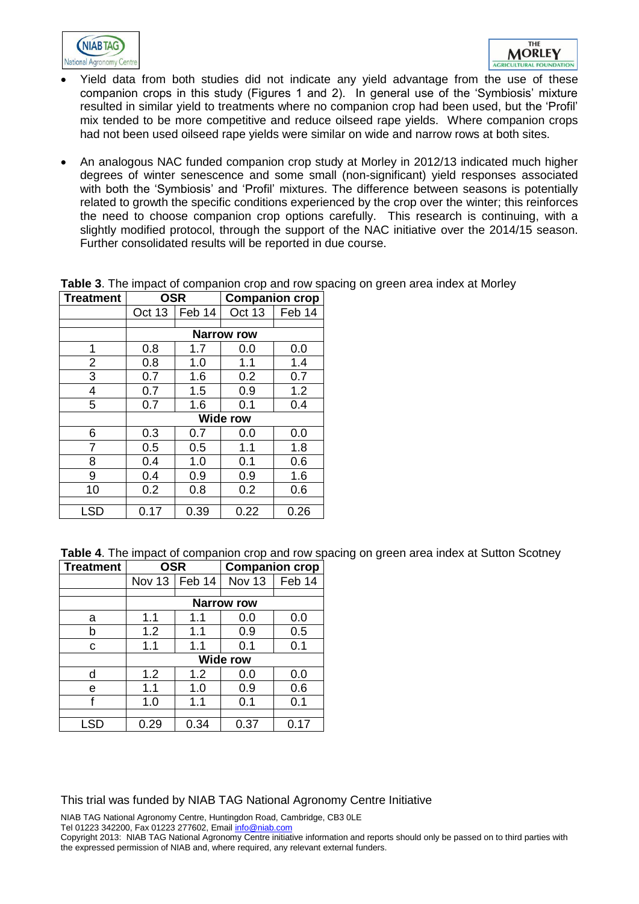- Yield data from both studies did not indicate any yield advantage from the use of these companion crops in this study (Figures 1 and 2). In general use of the 'Symbiosis' mixture resulted in similar yield to treatments where no companion crop had been used, but the 'Profil' mix tended to be more competitive and reduce oilseed rape yields. Where companion crops had not been used oilseed rape yields were similar on wide and narrow rows at both sites.

- An analogous NAC funded companion crop study at Morley in 2012/13 indicated much higher degrees of winter senescence and some small (non-significant) yield responses associated with both the 'Symbiosis' and 'Profil' mixtures. The difference between seasons is potentially related to growth the specific conditions experienced by the crop over the winter; this reinforces the need to choose companion crop options carefully. This research is continuing, with a slightly modified protocol, through the support of the NAC initiative over the 2014/15 season. Further consolidated results will be reported in due course.

**Table 3**. The impact of companion crop and row spacing on green area index at Morley

| Treatment | OSR | | Companion crop | |
|---|---|---|---|---|
| | Oct 13 | Feb 14 | Oct 13 | Feb 14 |
| | **Narrow row** | | | |
| 1 | 0.8 | 1.7 | 0.0 | 0.0 |
| 2 | 0.8 | 1.0 | 1.1 | 1.4 |
| 3 | 0.7 | 1.6 | 0.2 | 0.7 |
| 4 | 0.7 | 1.5 | 0.9 | 1.2 |
| 5 | 0.7 | 1.6 | 0.1 | 0.4 |
| | **Wide row** | | | |
| 6 | 0.3 | 0.7 | 0.0 | 0.0 |
| 7 | 0.5 | 0.5 | 1.1 | 1.8 |
| 8 | 0.4 | 1.0 | 0.1 | 0.6 |
| 9 | 0.4 | 0.9 | 0.9 | 1.6 |
| 10 | 0.2 | 0.8 | 0.2 | 0.6 |
| LSD | 0.17 | 0.39 | 0.22 | 0.26 |

**Table 4**. The impact of companion crop and row spacing on green area index at Sutton Scotney

| Treatment | OSR | | Companion crop | |
|---|---|---|---|---|
| | Nov 13 | Feb 14 | Nov 13 | Feb 14 |
| | **Narrow row** | | | |
| a | 1.1 | 1.1 | 0.0 | 0.0 |
| b | 1.2 | 1.1 | 0.9 | 0.5 |
| c | 1.1 | 1.1 | 0.1 | 0.1 |
| | **Wide row** | | | |
| d | 1.2 | 1.2 | 0.0 | 0.0 |
| e | 1.1 | 1.0 | 0.9 | 0.6 |
| f | 1.0 | 1.1 | 0.1 | 0.1 |
| LSD | 0.29 | 0.34 | 0.37 | 0.17 |

This trial was funded by NIAB TAG National Agronomy Centre Initiative

NIAB TAG National Agronomy Centre, Huntingdon Road, Cambridge, CB3 0LE
Tel 01223 342200, Fax 01223 277602, Email info@niab.com
Copyright 2013: NIAB TAG National Agronomy Centre initiative information and reports should only be passed on to third parties with the expressed permission of NIAB and, where required, any relevant external funders.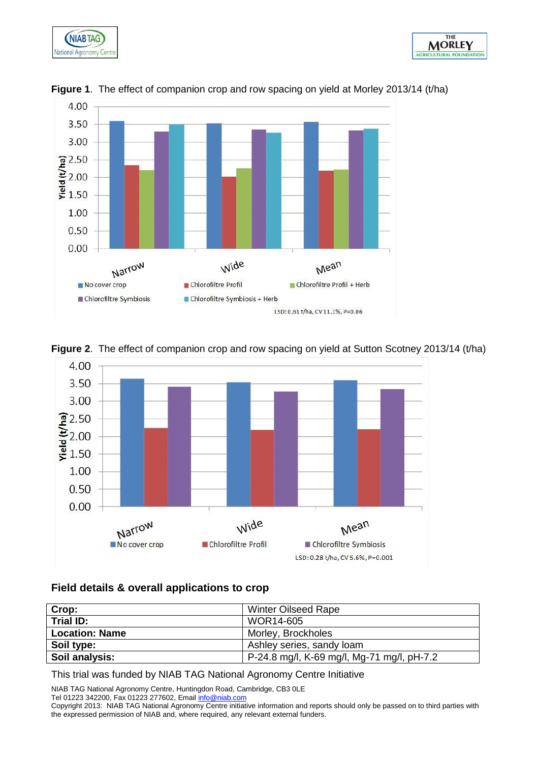**Figure 1**. The effect of companion crop and row spacing on yield at Morley 2013/14 (t/ha)

LSD: 0.61 t/ha, CV 11.1%, P=0.06

**Figure 2**. The effect of companion crop and row spacing on yield at Sutton Scotney 2013/14 (t/ha)

LSD: 0.28 t/ha, CV 5.6%, P=0.001

### Field details & overall applications to crop

| **Crop:** | Winter Oilseed Rape |
|---|---|
| **Trial ID:** | WOR14-605 |
| **Location: Name** | Morley, Brockholes |
| **Soil type:** | Ashley series, sandy loam |
| **Soil analysis:** | P-24.8 mg/l, K-69 mg/l, Mg-71 mg/l, pH-7.2 |

This trial was funded by NIAB TAG National Agronomy Centre Initiative

NIAB TAG National Agronomy Centre, Huntingdon Road, Cambridge, CB3 0LE
Tel 01223 342200, Fax 01223 277602, Email info@niab.com
Copyright 2013: NIAB TAG National Agronomy Centre initiative information and reports should only be passed on to third parties with the expressed permission of NIAB and, where required, any relevant external funders.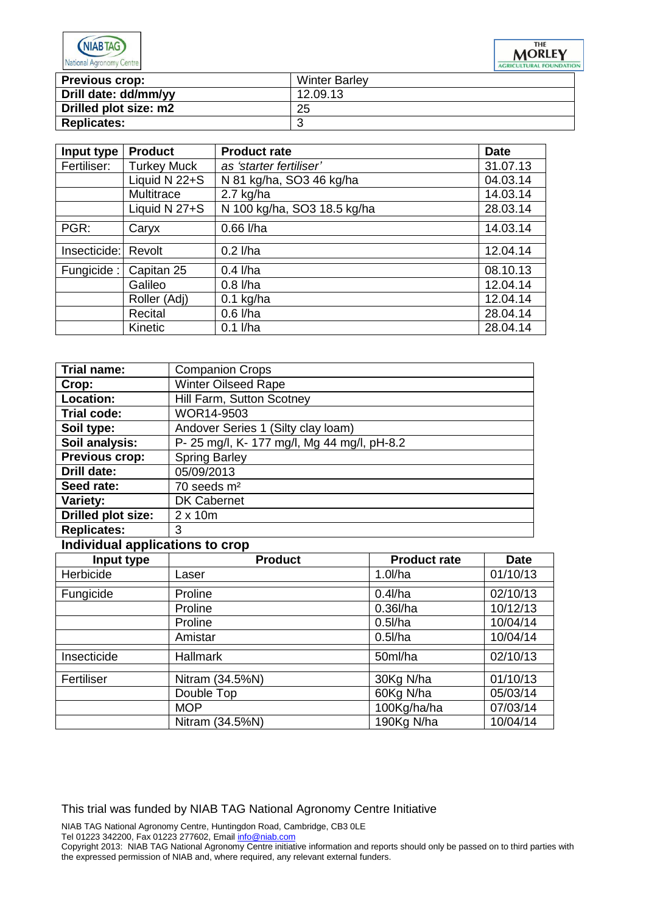| | |
|---|---|
| **Previous crop:** | Winter Barley |
| **Drill date: dd/mm/yy** | 12.09.13 |
| **Drilled plot size: m2** | 25 |
| **Replicates:** | 3 |

| Input type | Product | Product rate | Date |
|---|---|---|---|
| Fertiliser: | Turkey Muck | *as 'starter fertiliser'* | 31.07.13 |
| | Liquid N 22+S | N 81 kg/ha, SO3 46 kg/ha | 04.03.14 |
| | Multitrace | 2.7 kg/ha | 14.03.14 |
| | Liquid N 27+S | N 100 kg/ha, SO3 18.5 kg/ha | 28.03.14 |
| PGR: | Caryx | 0.66 l/ha | 14.03.14 |
| Insecticide: | Revolt | 0.2 l/ha | 12.04.14 |
| Fungicide : | Capitan 25 | 0.4 l/ha | 08.10.13 |
| | Galileo | 0.8 l/ha | 12.04.14 |
| | Roller (Adj) | 0.1 kg/ha | 12.04.14 |
| | Recital | 0.6 l/ha | 28.04.14 |
| | Kinetic | 0.1 l/ha | 28.04.14 |

| | |
|---|---|
| **Trial name:** | Companion Crops |
| **Crop:** | Winter Oilseed Rape |
| **Location:** | Hill Farm, Sutton Scotney |
| **Trial code:** | WOR14-9503 |
| **Soil type:** | Andover Series 1 (Silty clay loam) |
| **Soil analysis:** | P- 25 mg/l, K- 177 mg/l, Mg 44 mg/l, pH-8.2 |
| **Previous crop:** | Spring Barley |
| **Drill date:** | 05/09/2013 |
| **Seed rate:** | 70 seeds m² |
| **Variety:** | DK Cabernet |
| **Drilled plot size:** | 2 x 10m |
| **Replicates:** | 3 |

**Individual applications to crop**

| Input type | Product | Product rate | Date |
|---|---|---|---|
| Herbicide | Laser | 1.0l/ha | 01/10/13 |
| Fungicide | Proline | 0.4l/ha | 02/10/13 |
| | Proline | 0.36l/ha | 10/12/13 |
| | Proline | 0.5l/ha | 10/04/14 |
| | Amistar | 0.5l/ha | 10/04/14 |
| Insecticide | Hallmark | 50ml/ha | 02/10/13 |
| Fertiliser | Nitram (34.5%N) | 30Kg N/ha | 01/10/13 |
| | Double Top | 60Kg N/ha | 05/03/14 |
| | MOP | 100Kg/ha/ha | 07/03/14 |
| | Nitram (34.5%N) | 190Kg N/ha | 10/04/14 |

This trial was funded by NIAB TAG National Agronomy Centre Initiative

NIAB TAG National Agronomy Centre, Huntingdon Road, Cambridge, CB3 0LE
Tel 01223 342200, Fax 01223 277602, Email info@niab.com
Copyright 2013: NIAB TAG National Agronomy Centre initiative information and reports should only be passed on to third parties with the expressed permission of NIAB and, where required, any relevant external funders.